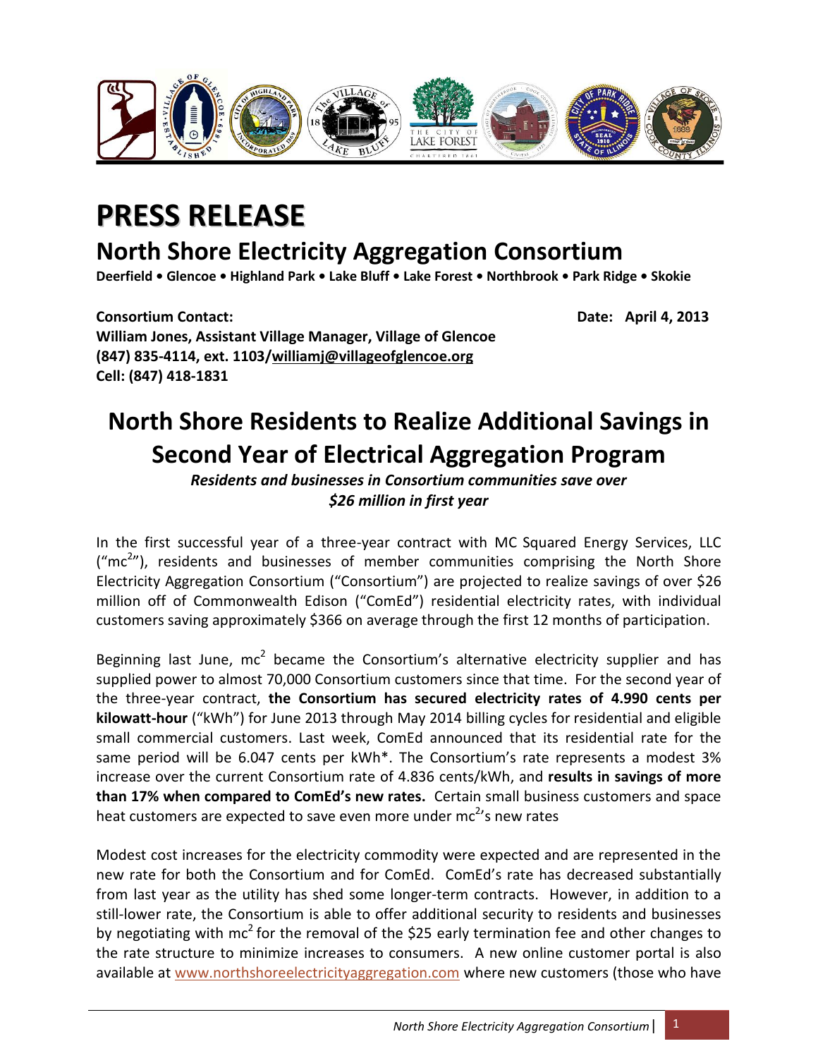# PRESS RELEASE

## North Shore Electricity Aggregation Consortium

**Deerfield • Glencoe • Highland Park • Lake Bluff • Lake Forest • Northbrook • Park Ridge • Skokie**

**Consortium Contact:** **Date: April 4, 2013**
**William Jones, Assistant Village Manager, Village of Glencoe**
**(847) 835-4114, ext. 1103/williamj@villageofglencoe.org**
**Cell: (847) 418-1831**

# North Shore Residents to Realize Additional Savings in Second Year of Electrical Aggregation Program

***Residents and businesses in Consortium communities save over $26 million in first year***

In the first successful year of a three-year contract with MC Squared Energy Services, LLC ("$mc^2$"), residents and businesses of member communities comprising the North Shore Electricity Aggregation Consortium ("Consortium") are projected to realize savings of over $26 million off of Commonwealth Edison ("ComEd") residential electricity rates, with individual customers saving approximately $366 on average through the first 12 months of participation.

Beginning last June, $mc^2$ became the Consortium's alternative electricity supplier and has supplied power to almost 70,000 Consortium customers since that time. For the second year of the three-year contract, **the Consortium has secured electricity rates of 4.990 cents per kilowatt-hour** ("kWh") for June 2013 through May 2014 billing cycles for residential and eligible small commercial customers. Last week, ComEd announced that its residential rate for the same period will be 6.047 cents per kWh*. The Consortium's rate represents a modest 3% increase over the current Consortium rate of 4.836 cents/kWh, and **results in savings of more than 17% when compared to ComEd's new rates.** Certain small business customers and space heat customers are expected to save even more under $mc^2$'s new rates

Modest cost increases for the electricity commodity were expected and are represented in the new rate for both the Consortium and for ComEd. ComEd's rate has decreased substantially from last year as the utility has shed some longer-term contracts. However, in addition to a still-lower rate, the Consortium is able to offer additional security to residents and businesses by negotiating with $mc^2$ for the removal of the $25 early termination fee and other changes to the rate structure to minimize increases to consumers. A new online customer portal is also available at www.northshoreelectricityaggregation.com where new customers (those who have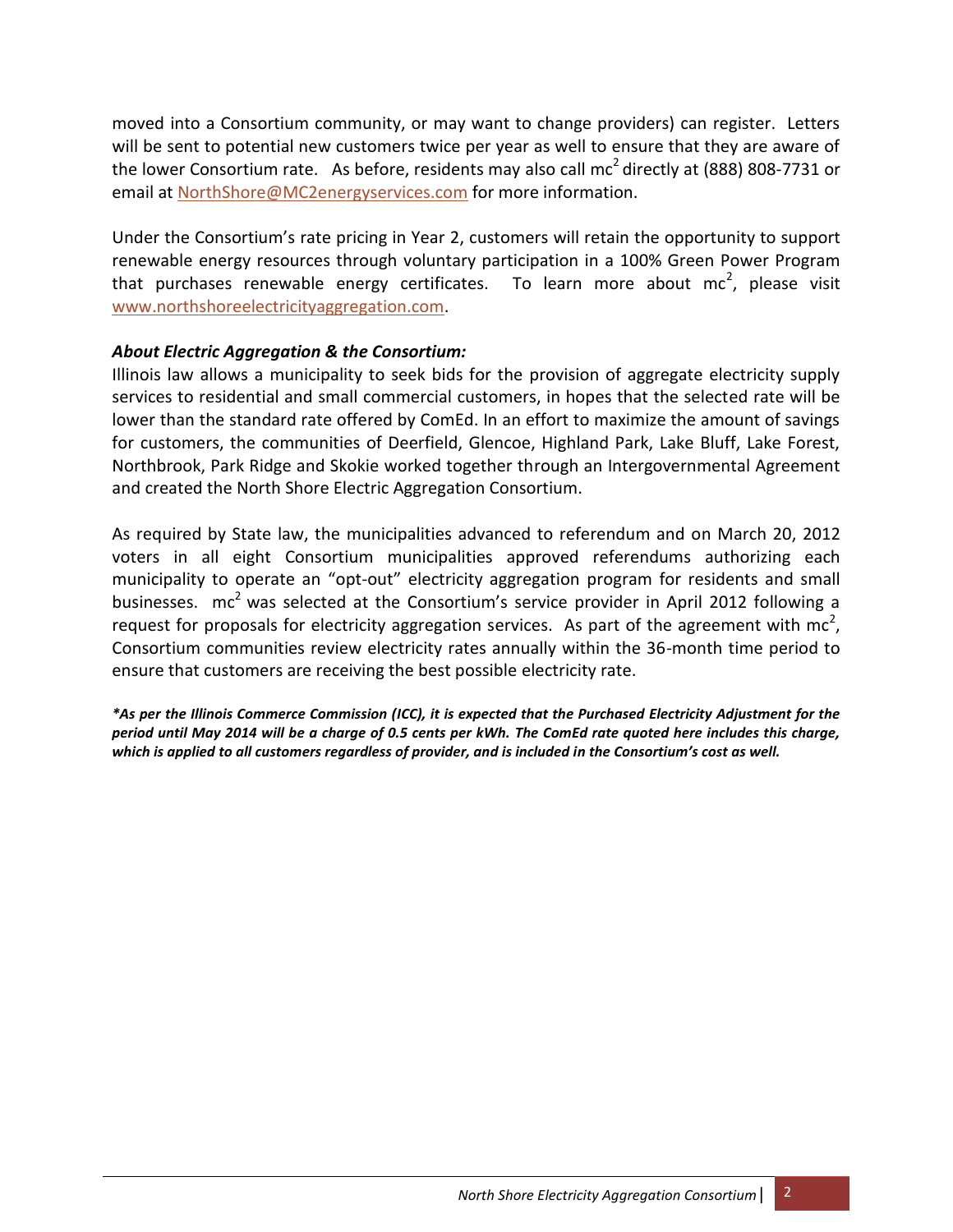moved into a Consortium community, or may want to change providers) can register. Letters will be sent to potential new customers twice per year as well to ensure that they are aware of the lower Consortium rate. As before, residents may also call $mc^2$ directly at (888) 808-7731 or email at NorthShore@MC2energyservices.com for more information.

Under the Consortium's rate pricing in Year 2, customers will retain the opportunity to support renewable energy resources through voluntary participation in a 100% Green Power Program that purchases renewable energy certificates. To learn more about $mc^2$, please visit www.northshoreelectricityaggregation.com.

***About Electric Aggregation & the Consortium:***

Illinois law allows a municipality to seek bids for the provision of aggregate electricity supply services to residential and small commercial customers, in hopes that the selected rate will be lower than the standard rate offered by ComEd. In an effort to maximize the amount of savings for customers, the communities of Deerfield, Glencoe, Highland Park, Lake Bluff, Lake Forest, Northbrook, Park Ridge and Skokie worked together through an Intergovernmental Agreement and created the North Shore Electric Aggregation Consortium.

As required by State law, the municipalities advanced to referendum and on March 20, 2012 voters in all eight Consortium municipalities approved referendums authorizing each municipality to operate an "opt-out" electricity aggregation program for residents and small businesses. $mc^2$ was selected at the Consortium's service provider in April 2012 following a request for proposals for electricity aggregation services. As part of the agreement with $mc^2$, Consortium communities review electricity rates annually within the 36-month time period to ensure that customers are receiving the best possible electricity rate.

***\*As per the Illinois Commerce Commission (ICC), it is expected that the Purchased Electricity Adjustment for the period until May 2014 will be a charge of 0.5 cents per kWh. The ComEd rate quoted here includes this charge, which is applied to all customers regardless of provider, and is included in the Consortium's cost as well.***